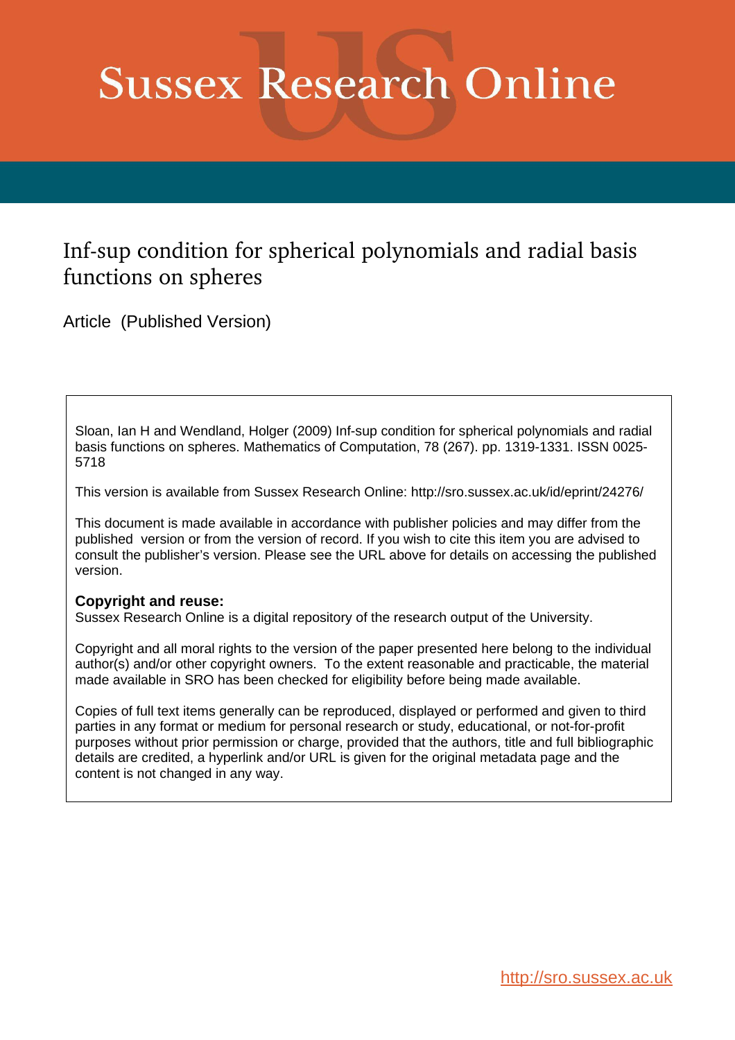# Sussex Research Online

## Inf-sup condition for spherical polynomials and radial basis functions on spheres

Article (Published Version)

Sloan, Ian H and Wendland, Holger (2009) Inf-sup condition for spherical polynomials and radial basis functions on spheres. Mathematics of Computation, 78 (267). pp. 1319-1331. ISSN 0025-5718

This version is available from Sussex Research Online: http://sro.sussex.ac.uk/id/eprint/24276/

This document is made available in accordance with publisher policies and may differ from the published version or from the version of record. If you wish to cite this item you are advised to consult the publisher's version. Please see the URL above for details on accessing the published version.

**Copyright and reuse:**
Sussex Research Online is a digital repository of the research output of the University.

Copyright and all moral rights to the version of the paper presented here belong to the individual author(s) and/or other copyright owners. To the extent reasonable and practicable, the material made available in SRO has been checked for eligibility before being made available.

Copies of full text items generally can be reproduced, displayed or performed and given to third parties in any format or medium for personal research or study, educational, or not-for-profit purposes without prior permission or charge, provided that the authors, title and full bibliographic details are credited, a hyperlink and/or URL is given for the original metadata page and the content is not changed in any way.

http://sro.sussex.ac.uk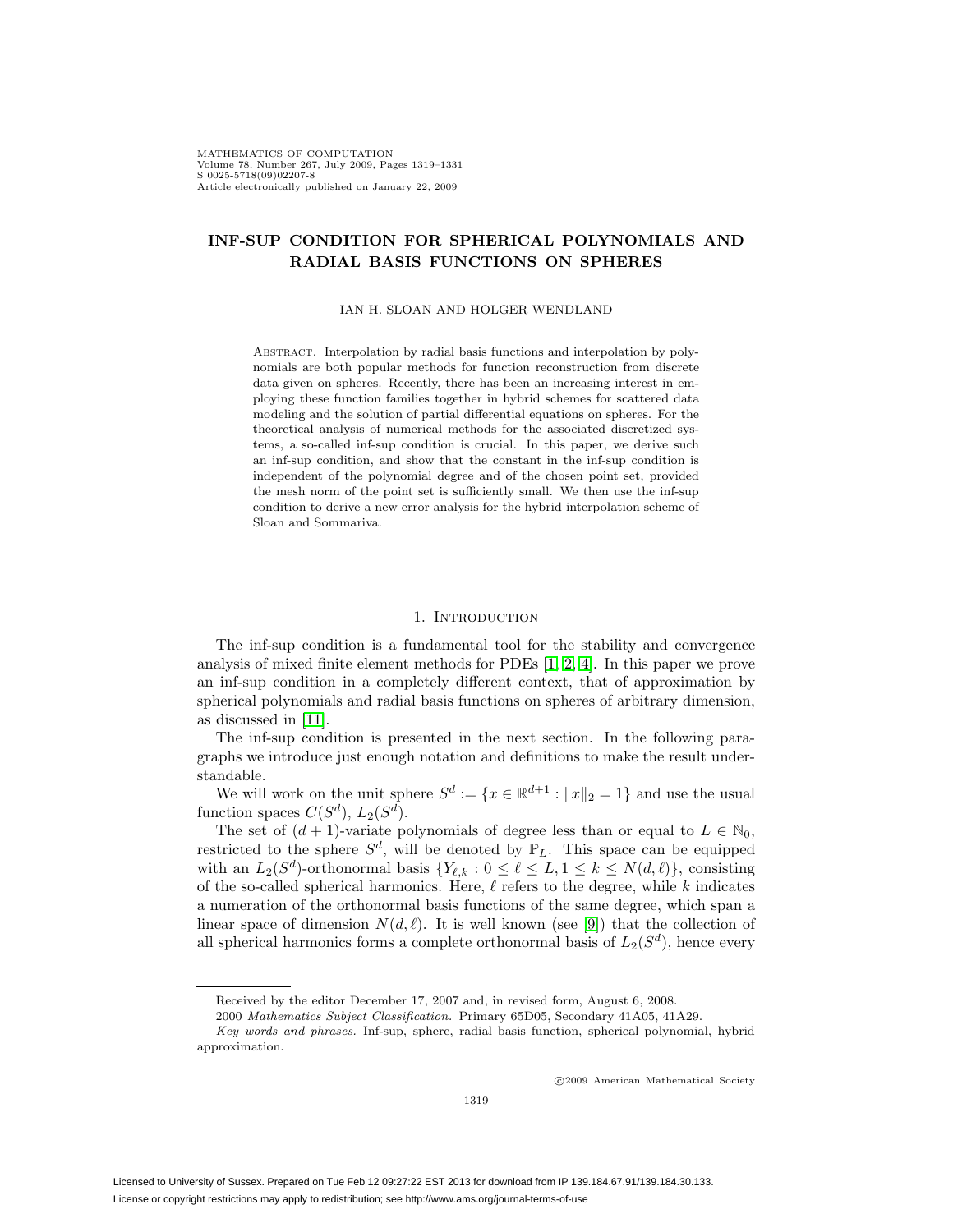# INF-SUP CONDITION FOR SPHERICAL POLYNOMIALS AND RADIAL BASIS FUNCTIONS ON SPHERES

IAN H. SLOAN AND HOLGER WENDLAND

Abstract. Interpolation by radial basis functions and interpolation by polynomials are both popular methods for function reconstruction from discrete data given on spheres. Recently, there has been an increasing interest in employing these function families together in hybrid schemes for scattered data modeling and the solution of partial differential equations on spheres. For the theoretical analysis of numerical methods for the associated discretized systems, a so-called inf-sup condition is crucial. In this paper, we derive such an inf-sup condition, and show that the constant in the inf-sup condition is independent of the polynomial degree and of the chosen point set, provided the mesh norm of the point set is sufficiently small. We then use the inf-sup condition to derive a new error analysis for the hybrid interpolation scheme of Sloan and Sommariva.

## 1. Introduction

The inf-sup condition is a fundamental tool for the stability and convergence analysis of mixed finite element methods for PDEs [1, 2, 4]. In this paper we prove an inf-sup condition in a completely different context, that of approximation by spherical polynomials and radial basis functions on spheres of arbitrary dimension, as discussed in [11].

The inf-sup condition is presented in the next section. In the following paragraphs we introduce just enough notation and definitions to make the result understandable.

We will work on the unit sphere $S^d := \{x \in \mathbb{R}^{d+1} : \|x\|_2 = 1\}$ and use the usual function spaces $C(S^d)$, $L_2(S^d)$.

The set of $(d+1)$-variate polynomials of degree less than or equal to $L \in \mathbb{N}_0$, restricted to the sphere $S^d$, will be denoted by $\mathbb{P}_L$. This space can be equipped with an $L_2(S^d)$-orthonormal basis $\{Y_{\ell,k} : 0 \leq \ell \leq L, 1 \leq k \leq N(d,\ell)\}$, consisting of the so-called spherical harmonics. Here, $\ell$ refers to the degree, while $k$ indicates a numeration of the orthonormal basis functions of the same degree, which span a linear space of dimension $N(d,\ell)$. It is well known (see [9]) that the collection of all spherical harmonics forms a complete orthonormal basis of $L_2(S^d)$, hence every

Received by the editor December 17, 2007 and, in revised form, August 6, 2008.

2000 *Mathematics Subject Classification.* Primary 65D05, Secondary 41A05, 41A29.

*Key words and phrases.* Inf-sup, sphere, radial basis function, spherical polynomial, hybrid approximation.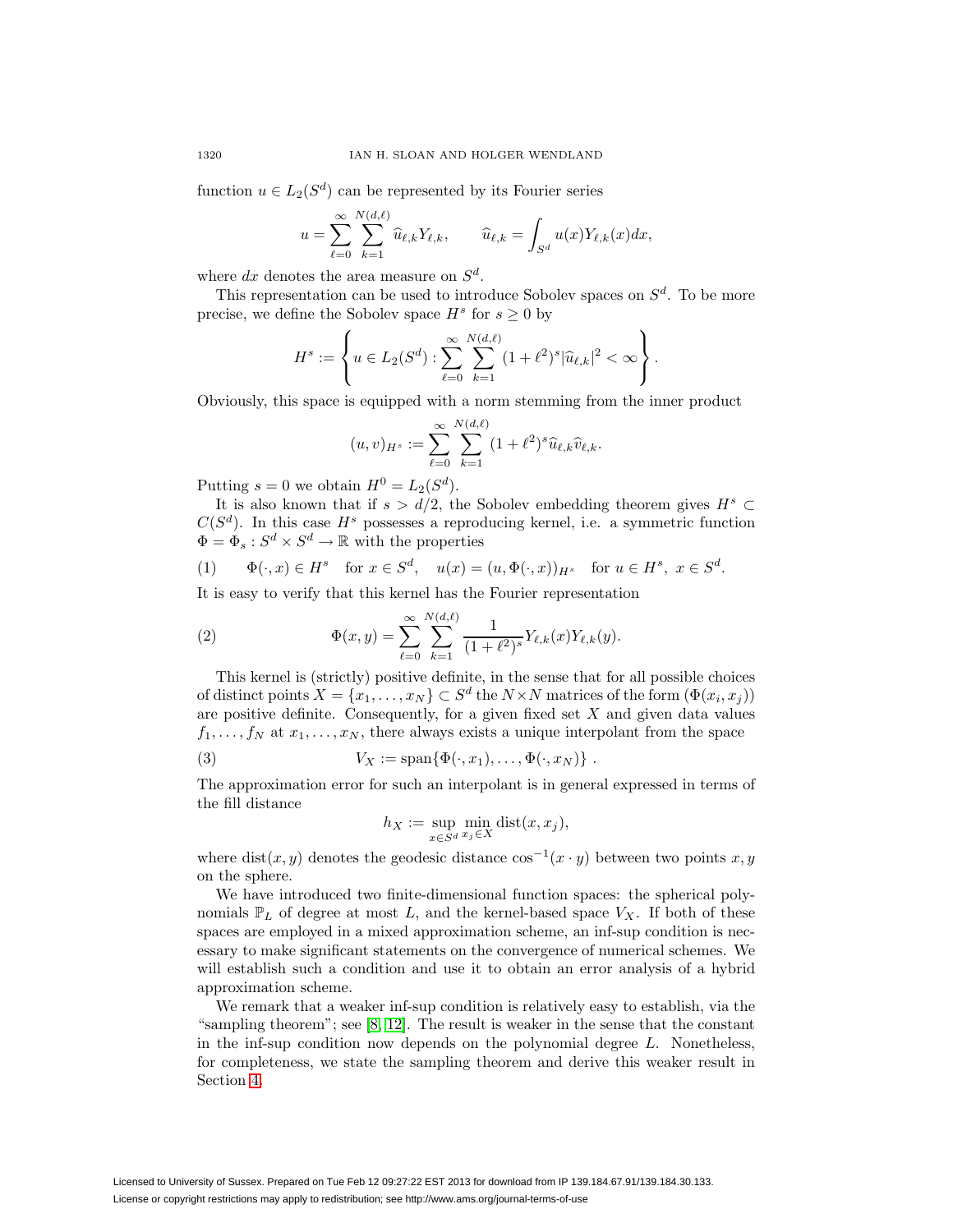function $u \in L_2(S^d)$ can be represented by its Fourier series

$$u = \sum_{\ell=0}^{\infty} \sum_{k=1}^{N(d,\ell)} \widehat{u}_{\ell,k} Y_{\ell,k}, \qquad \widehat{u}_{\ell,k} = \int_{S^d} u(x) Y_{\ell,k}(x) dx,$$

where $dx$ denotes the area measure on $S^d$.

This representation can be used to introduce Sobolev spaces on $S^d$. To be more precise, we define the Sobolev space $H^s$ for $s \geq 0$ by

$$H^s := \left\{ u \in L_2(S^d) : \sum_{\ell=0}^{\infty} \sum_{k=1}^{N(d,\ell)} (1+\ell^2)^s |\widehat{u}_{\ell,k}|^2 < \infty \right\}.$$

Obviously, this space is equipped with a norm stemming from the inner product

$$(u,v)_{H^s} := \sum_{\ell=0}^{\infty} \sum_{k=1}^{N(d,\ell)} (1+\ell^2)^s \widehat{u}_{\ell,k} \widehat{v}_{\ell,k}.$$

Putting $s = 0$ we obtain $H^0 = L_2(S^d)$.

It is also known that if $s > d/2$, the Sobolev embedding theorem gives $H^s \subset C(S^d)$. In this case $H^s$ possesses a reproducing kernel, i.e. a symmetric function $\Phi = \Phi_s : S^d \times S^d \to \mathbb{R}$ with the properties

$$\Phi(\cdot, x) \in H^s \quad \text{for } x \in S^d, \quad u(x) = (u, \Phi(\cdot, x))_{H^s} \quad \text{for } u \in H^s,\ x \in S^d. \tag{1}$$

It is easy to verify that this kernel has the Fourier representation

$$\Phi(x,y) = \sum_{\ell=0}^{\infty} \sum_{k=1}^{N(d,\ell)} \frac{1}{(1+\ell^2)^s} Y_{\ell,k}(x) Y_{\ell,k}(y). \tag{2}$$

This kernel is (strictly) positive definite, in the sense that for all possible choices of distinct points $X = \{x_1, \ldots, x_N\} \subset S^d$ the $N \times N$ matrices of the form $(\Phi(x_i, x_j))$ are positive definite. Consequently, for a given fixed set $X$ and given data values $f_1, \ldots, f_N$ at $x_1, \ldots, x_N$, there always exists a unique interpolant from the space

$$V_X := \operatorname{span}\{\Phi(\cdot, x_1), \ldots, \Phi(\cdot, x_N)\}\ . \tag{3}$$

The approximation error for such an interpolant is in general expressed in terms of the fill distance

$$h_X := \sup_{x \in S^d} \min_{x_j \in X} \operatorname{dist}(x, x_j),$$

where $\operatorname{dist}(x,y)$ denotes the geodesic distance $\cos^{-1}(x \cdot y)$ between two points $x, y$ on the sphere.

We have introduced two finite-dimensional function spaces: the spherical polynomials $\mathbb{P}_L$ of degree at most $L$, and the kernel-based space $V_X$. If both of these spaces are employed in a mixed approximation scheme, an inf-sup condition is necessary to make significant statements on the convergence of numerical schemes. We will establish such a condition and use it to obtain an error analysis of a hybrid approximation scheme.

We remark that a weaker inf-sup condition is relatively easy to establish, via the "sampling theorem"; see [8, 12]. The result is weaker in the sense that the constant in the inf-sup condition now depends on the polynomial degree $L$. Nonetheless, for completeness, we state the sampling theorem and derive this weaker result in Section 4.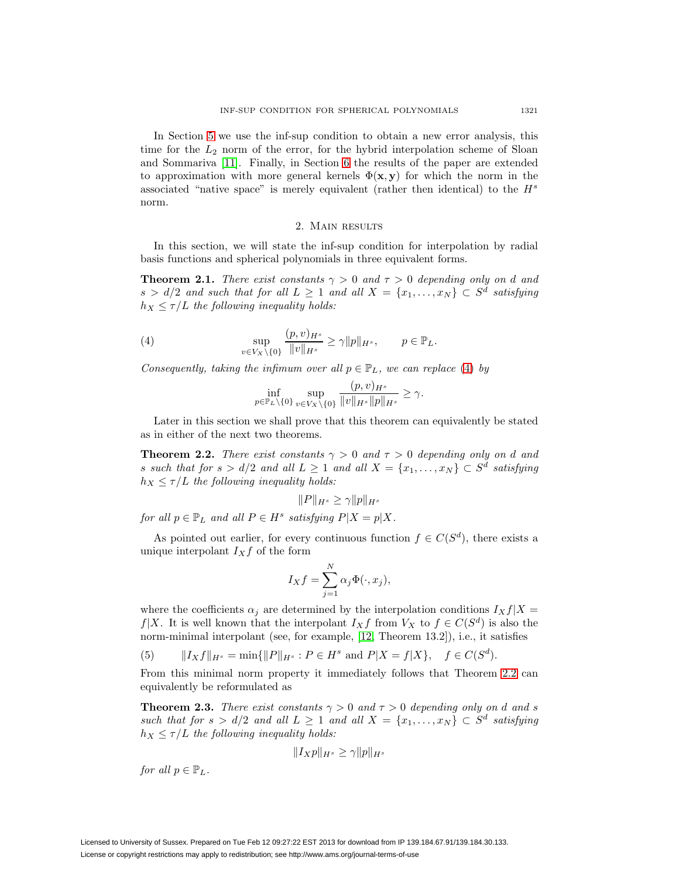In Section 5 we use the inf-sup condition to obtain a new error analysis, this time for the $L_2$ norm of the error, for the hybrid interpolation scheme of Sloan and Sommariva [11]. Finally, in Section 6 the results of the paper are extended to approximation with more general kernels $\Phi(\mathbf{x}, \mathbf{y})$ for which the norm in the associated "native space" is merely equivalent (rather then identical) to the $H^s$ norm.

## 2. Main results

In this section, we will state the inf-sup condition for interpolation by radial basis functions and spherical polynomials in three equivalent forms.

**Theorem 2.1.** *There exist constants $\gamma > 0$ and $\tau > 0$ depending only on $d$ and $s > d/2$ and such that for all $L \geq 1$ and all $X = \{x_1, \ldots, x_N\} \subset S^d$ satisfying $h_X \leq \tau/L$ the following inequality holds:*

$$\sup_{v \in V_X \setminus \{0\}} \frac{(p, v)_{H^s}}{\|v\|_{H^s}} \geq \gamma \|p\|_{H^s}, \qquad p \in \mathbb{P}_L. \tag{4}$$

*Consequently, taking the infimum over all $p \in \mathbb{P}_L$, we can replace (4) by*

$$\inf_{p \in \mathbb{P}_L \setminus \{0\}} \sup_{v \in V_X \setminus \{0\}} \frac{(p, v)_{H^s}}{\|v\|_{H^s} \|p\|_{H^s}} \geq \gamma.$$

Later in this section we shall prove that this theorem can equivalently be stated as in either of the next two theorems.

**Theorem 2.2.** *There exist constants $\gamma > 0$ and $\tau > 0$ depending only on $d$ and $s$ such that for $s > d/2$ and all $L \geq 1$ and all $X = \{x_1, \ldots, x_N\} \subset S^d$ satisfying $h_X \leq \tau/L$ the following inequality holds:*

$$\|P\|_{H^s} \geq \gamma \|p\|_{H^s}$$

*for all $p \in \mathbb{P}_L$ and all $P \in H^s$ satisfying $P|X = p|X$.*

As pointed out earlier, for every continuous function $f \in C(S^d)$, there exists a unique interpolant $I_X f$ of the form

$$I_X f = \sum_{j=1}^{N} \alpha_j \Phi(\cdot, x_j),$$

where the coefficients $\alpha_j$ are determined by the interpolation conditions $I_X f|X = f|X$. It is well known that the interpolant $I_X f$ from $V_X$ to $f \in C(S^d)$ is also the norm-minimal interpolant (see, for example, [12, Theorem 13.2]), i.e., it satisfies

$$\|I_X f\|_{H^s} = \min\{\|P\|_{H^s} : P \in H^s \text{ and } P|X = f|X\}, \quad f \in C(S^d). \tag{5}$$

From this minimal norm property it immediately follows that Theorem 2.2 can equivalently be reformulated as

**Theorem 2.3.** *There exist constants $\gamma > 0$ and $\tau > 0$ depending only on $d$ and $s$ such that for $s > d/2$ and all $L \geq 1$ and all $X = \{x_1, \ldots, x_N\} \subset S^d$ satisfying $h_X \leq \tau/L$ the following inequality holds:*

$$\|I_X p\|_{H^s} \geq \gamma \|p\|_{H^s}$$

*for all $p \in \mathbb{P}_L$.*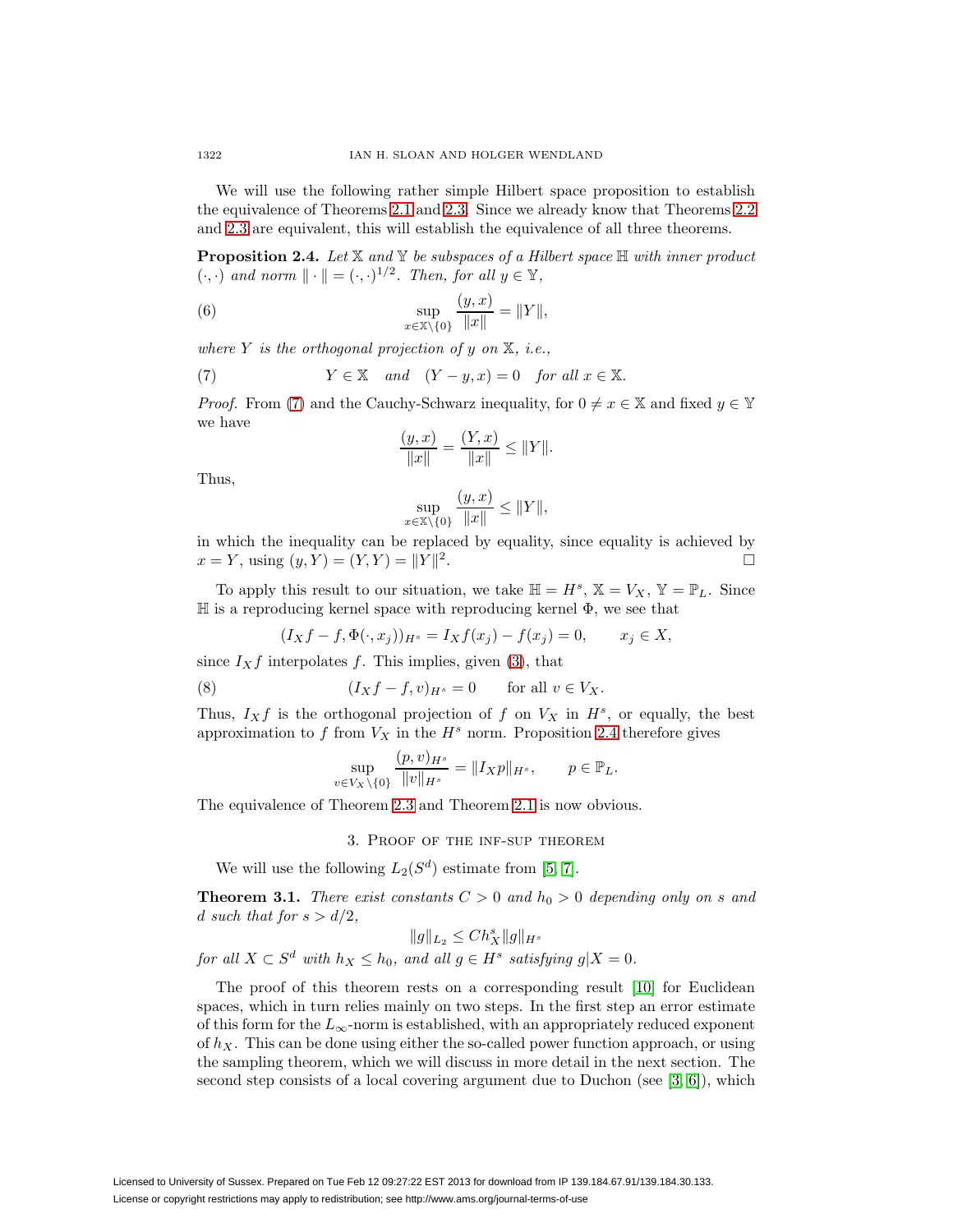We will use the following rather simple Hilbert space proposition to establish the equivalence of Theorems 2.1 and 2.3. Since we already know that Theorems 2.2 and 2.3 are equivalent, this will establish the equivalence of all three theorems.

**Proposition 2.4.** *Let $\mathbb{X}$ and $\mathbb{Y}$ be subspaces of a Hilbert space $\mathbb{H}$ with inner product $(\cdot,\cdot)$ and norm $\|\cdot\| = (\cdot,\cdot)^{1/2}$. Then, for all $y \in \mathbb{Y}$,*

$$\sup_{x\in\mathbb{X}\setminus\{0\}} \frac{(y,x)}{\|x\|} = \|Y\|, \tag{6}$$

*where $Y$ is the orthogonal projection of $y$ on $\mathbb{X}$, i.e.,*

$$Y \in \mathbb{X} \quad \text{and} \quad (Y-y,x) = 0 \quad \text{for all } x \in \mathbb{X}. \tag{7}$$

*Proof.* From (7) and the Cauchy-Schwarz inequality, for $0 \neq x \in \mathbb{X}$ and fixed $y \in \mathbb{Y}$ we have

$$\frac{(y,x)}{\|x\|} = \frac{(Y,x)}{\|x\|} \leq \|Y\|.$$

Thus,

$$\sup_{x\in\mathbb{X}\setminus\{0\}} \frac{(y,x)}{\|x\|} \leq \|Y\|,$$

in which the inequality can be replaced by equality, since equality is achieved by $x = Y$, using $(y,Y) = (Y,Y) = \|Y\|^2$. $\square$

To apply this result to our situation, we take $\mathbb{H} = H^s$, $\mathbb{X} = V_X$, $\mathbb{Y} = \mathbb{P}_L$. Since $\mathbb{H}$ is a reproducing kernel space with reproducing kernel $\Phi$, we see that

$$(I_X f - f, \Phi(\cdot, x_j))_{H^s} = I_X f(x_j) - f(x_j) = 0, \qquad x_j \in X,$$

since $I_X f$ interpolates $f$. This implies, given (3), that

$$(I_X f - f, v)_{H^s} = 0 \qquad \text{for all } v \in V_X. \tag{8}$$

Thus, $I_X f$ is the orthogonal projection of $f$ on $V_X$ in $H^s$, or equally, the best approximation to $f$ from $V_X$ in the $H^s$ norm. Proposition 2.4 therefore gives

$$\sup_{v\in V_X\setminus\{0\}} \frac{(p,v)_{H^s}}{\|v\|_{H^s}} = \|I_X p\|_{H^s}, \qquad p \in \mathbb{P}_L.$$

The equivalence of Theorem 2.3 and Theorem 2.1 is now obvious.

## 3. Proof of the inf-sup theorem

We will use the following $L_2(S^d)$ estimate from [5, 7].

**Theorem 3.1.** *There exist constants $C > 0$ and $h_0 > 0$ depending only on $s$ and $d$ such that for $s > d/2$,*

$$\|g\|_{L_2} \leq C h_X^s \|g\|_{H^s}$$

*for all $X \subset S^d$ with $h_X \leq h_0$, and all $g \in H^s$ satisfying $g|X = 0$.*

The proof of this theorem rests on a corresponding result [10] for Euclidean spaces, which in turn relies mainly on two steps. In the first step an error estimate of this form for the $L_\infty$-norm is established, with an appropriately reduced exponent of $h_X$. This can be done using either the so-called power function approach, or using the sampling theorem, which we will discuss in more detail in the next section. The second step consists of a local covering argument due to Duchon (see [3, 6]), which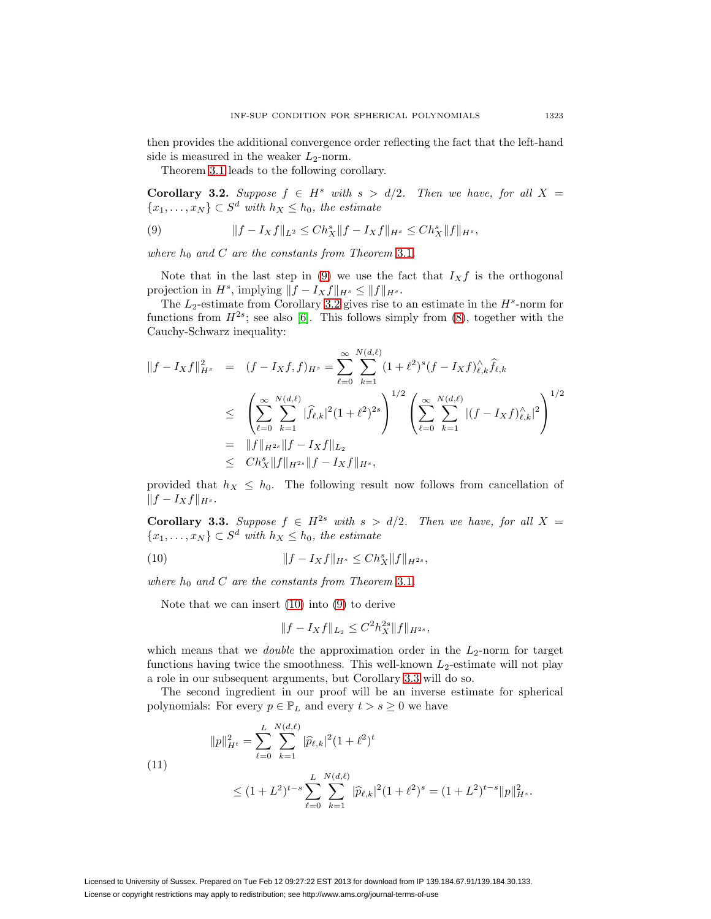then provides the additional convergence order reflecting the fact that the left-hand side is measured in the weaker $L_2$-norm.

Theorem 3.1 leads to the following corollary.

**Corollary 3.2.** *Suppose $f \in H^s$ with $s > d/2$. Then we have, for all $X = \{x_1, \ldots, x_N\} \subset S^d$ with $h_X \le h_0$, the estimate*

$$\|f - I_X f\|_{L^2} \le C h_X^s \|f - I_X f\|_{H^s} \le C h_X^s \|f\|_{H^s}, \tag{9}$$

*where $h_0$ and $C$ are the constants from Theorem 3.1.*

Note that in the last step in (9) we use the fact that $I_X f$ is the orthogonal projection in $H^s$, implying $\|f - I_X f\|_{H^s} \le \|f\|_{H^s}$.

The $L_2$-estimate from Corollary 3.2 gives rise to an estimate in the $H^s$-norm for functions from $H^{2s}$; see also [6]. This follows simply from (8), together with the Cauchy-Schwarz inequality:

$$\begin{aligned}
\|f - I_X f\|_{H^s}^2 &= (f - I_X f, f)_{H^s} = \sum_{\ell=0}^{\infty} \sum_{k=1}^{N(d,\ell)} (1+\ell^2)^s (f - I_X f)^{\wedge}_{\ell,k} \widehat{f}_{\ell,k} \\
&\le \left( \sum_{\ell=0}^{\infty} \sum_{k=1}^{N(d,\ell)} |\widehat{f}_{\ell,k}|^2 (1+\ell^2)^{2s} \right)^{1/2} \left( \sum_{\ell=0}^{\infty} \sum_{k=1}^{N(d,\ell)} |(f - I_X f)^{\wedge}_{\ell,k}|^2 \right)^{1/2} \\
&= \|f\|_{H^{2s}} \|f - I_X f\|_{L_2} \\
&\le C h_X^s \|f\|_{H^{2s}} \|f - I_X f\|_{H^s},
\end{aligned}$$

provided that $h_X \le h_0$. The following result now follows from cancellation of $\|f - I_X f\|_{H^s}$.

**Corollary 3.3.** *Suppose $f \in H^{2s}$ with $s > d/2$. Then we have, for all $X = \{x_1, \ldots, x_N\} \subset S^d$ with $h_X \le h_0$, the estimate*

$$\|f - I_X f\|_{H^s} \le C h_X^s \|f\|_{H^{2s}}, \tag{10}$$

*where $h_0$ and $C$ are the constants from Theorem 3.1.*

Note that we can insert (10) into (9) to derive

$$\|f - I_X f\|_{L_2} \le C^2 h_X^{2s} \|f\|_{H^{2s}},$$

which means that we *double* the approximation order in the $L_2$-norm for target functions having twice the smoothness. This well-known $L_2$-estimate will not play a role in our subsequent arguments, but Corollary 3.3 will do so.

The second ingredient in our proof will be an inverse estimate for spherical polynomials: For every $p \in \mathbb{P}_L$ and every $t > s \ge 0$ we have

$$\begin{aligned}
\|p\|_{H^t}^2 &= \sum_{\ell=0}^{L} \sum_{k=1}^{N(d,\ell)} |\widehat{p}_{\ell,k}|^2 (1+\ell^2)^t \\
&\le (1+L^2)^{t-s} \sum_{\ell=0}^{L} \sum_{k=1}^{N(d,\ell)} |\widehat{p}_{\ell,k}|^2 (1+\ell^2)^s = (1+L^2)^{t-s} \|p\|_{H^s}^2.
\end{aligned} \tag{11}$$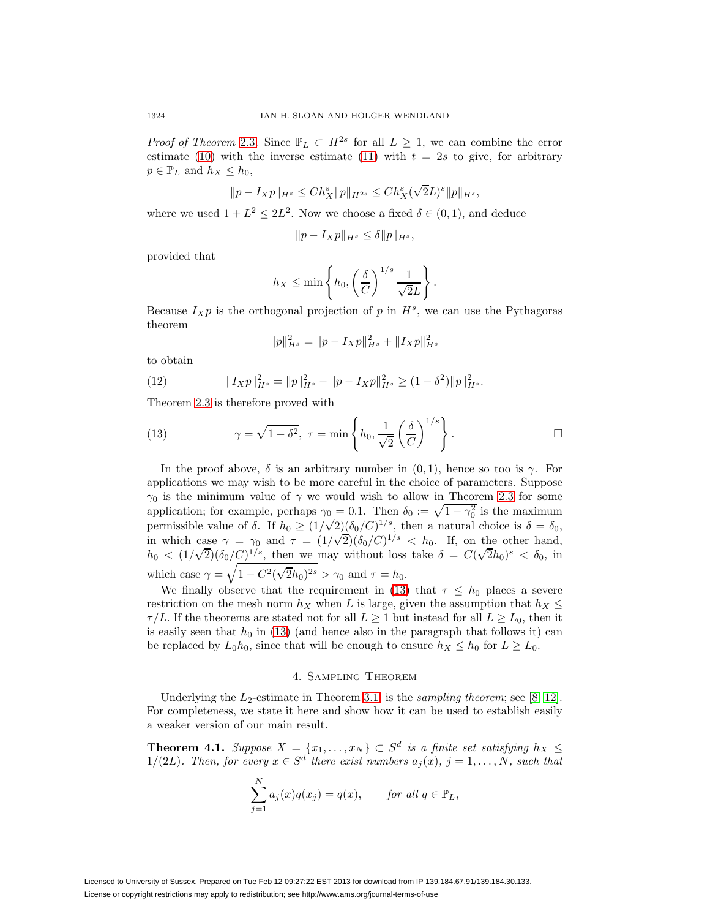*Proof of Theorem* 2.3. Since $\mathbb{P}_L \subset H^{2s}$ for all $L \geq 1$, we can combine the error estimate (10) with the inverse estimate (11) with $t = 2s$ to give, for arbitrary $p \in \mathbb{P}_L$ and $h_X \leq h_0$,

$$\|p - I_X p\|_{H^s} \leq C h_X^s \|p\|_{H^{2s}} \leq C h_X^s (\sqrt{2}L)^s \|p\|_{H^s},$$

where we used $1 + L^2 \leq 2L^2$. Now we choose a fixed $\delta \in (0,1)$, and deduce

$$\|p - I_X p\|_{H^s} \leq \delta \|p\|_{H^s},$$

provided that

$$h_X \leq \min\left\{ h_0, \left(\frac{\delta}{C}\right)^{1/s} \frac{1}{\sqrt{2}L} \right\}.$$

Because $I_X p$ is the orthogonal projection of $p$ in $H^s$, we can use the Pythagoras theorem

$$\|p\|_{H^s}^2 = \|p - I_X p\|_{H^s}^2 + \|I_X p\|_{H^s}^2$$

to obtain

$$\|I_X p\|_{H^s}^2 = \|p\|_{H^s}^2 - \|p - I_X p\|_{H^s}^2 \geq (1 - \delta^2)\|p\|_{H^s}^2. \tag{12}$$

Theorem 2.3 is therefore proved with

$$\gamma = \sqrt{1 - \delta^2}, \ \tau = \min\left\{ h_0, \frac{1}{\sqrt{2}} \left(\frac{\delta}{C}\right)^{1/s} \right\}. \tag{13}$$

□

In the proof above, $\delta$ is an arbitrary number in $(0,1)$, hence so too is $\gamma$. For applications we may wish to be more careful in the choice of parameters. Suppose $\gamma_0$ is the minimum value of $\gamma$ we would wish to allow in Theorem 2.3 for some application; for example, perhaps $\gamma_0 = 0.1$. Then $\delta_0 := \sqrt{1 - \gamma_0^2}$ is the maximum permissible value of $\delta$. If $h_0 \geq (1/\sqrt{2})(\delta_0/C)^{1/s}$, then a natural choice is $\delta = \delta_0$, in which case $\gamma = \gamma_0$ and $\tau = (1/\sqrt{2})(\delta_0/C)^{1/s} < h_0$. If, on the other hand, $h_0 < (1/\sqrt{2})(\delta_0/C)^{1/s}$, then we may without loss take $\delta = C(\sqrt{2}h_0)^s < \delta_0$, in which case $\gamma = \sqrt{1 - C^2(\sqrt{2}h_0)^{2s}} > \gamma_0$ and $\tau = h_0$.

We finally observe that the requirement in (13) that $\tau \leq h_0$ places a severe restriction on the mesh norm $h_X$ when $L$ is large, given the assumption that $h_X \leq \tau/L$. If the theorems are stated not for all $L \geq 1$ but instead for all $L \geq L_0$, then it is easily seen that $h_0$ in (13) (and hence also in the paragraph that follows it) can be replaced by $L_0 h_0$, since that will be enough to ensure $h_X \leq h_0$ for $L \geq L_0$.

## 4. Sampling Theorem

Underlying the $L_2$-estimate in Theorem 3.1 is the *sampling theorem*; see [8, 12]. For completeness, we state it here and show how it can be used to establish easily a weaker version of our main result.

**Theorem 4.1.** *Suppose $X = \{x_1, \ldots, x_N\} \subset S^d$ is a finite set satisfying $h_X \leq 1/(2L)$. Then, for every $x \in S^d$ there exist numbers $a_j(x)$, $j = 1, \ldots, N$, such that*

$$\sum_{j=1}^{N} a_j(x) q(x_j) = q(x), \qquad \text{for all } q \in \mathbb{P}_L,$$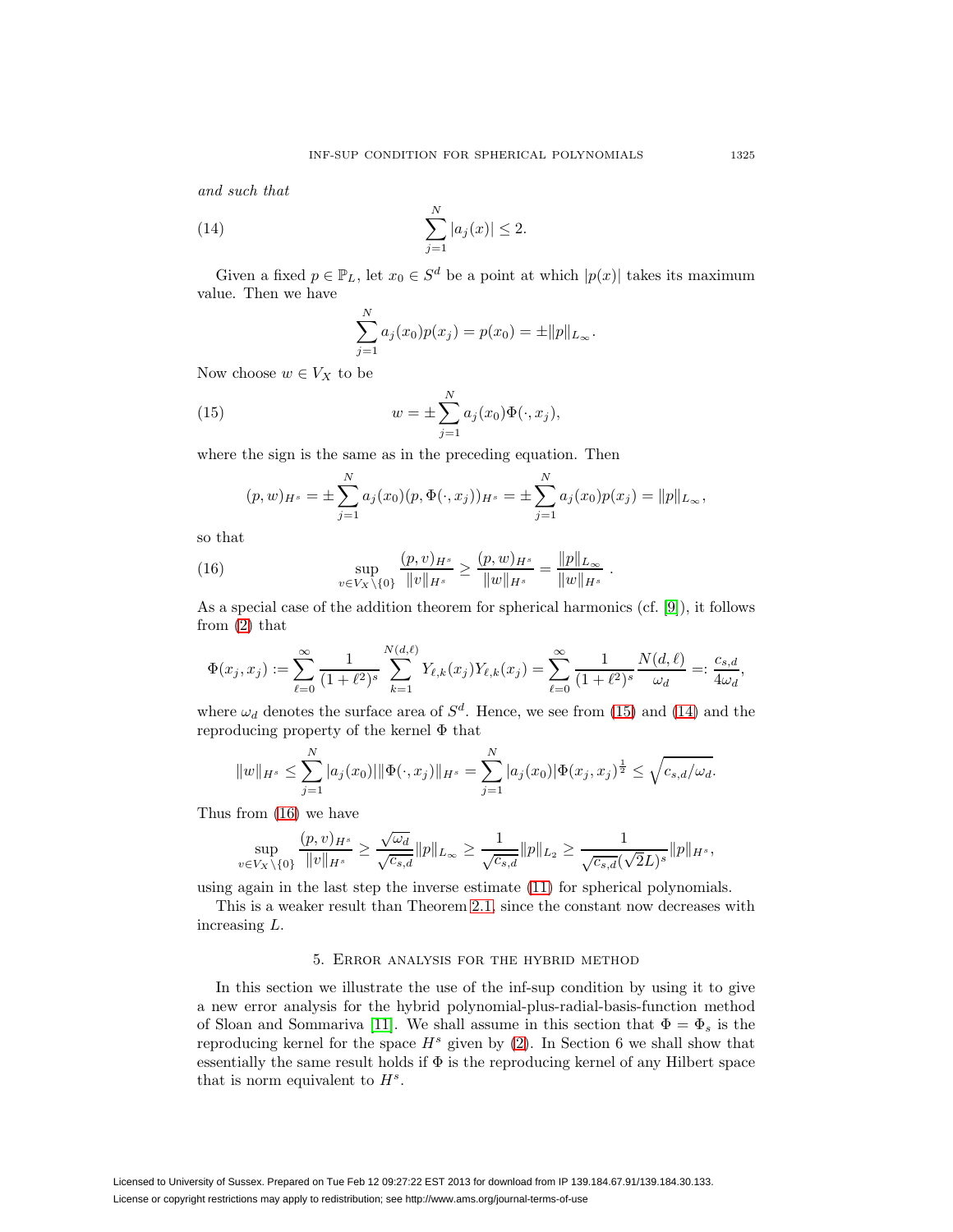*and such that*

$$\sum_{j=1}^{N} |a_j(x)| \le 2. \tag{14}$$

Given a fixed $p \in \mathbb{P}_L$, let $x_0 \in S^d$ be a point at which $|p(x)|$ takes its maximum value. Then we have

$$\sum_{j=1}^{N} a_j(x_0) p(x_j) = p(x_0) = \pm \|p\|_{L_\infty}.$$

Now choose $w \in V_X$ to be

$$w = \pm \sum_{j=1}^{N} a_j(x_0) \Phi(\cdot, x_j), \tag{15}$$

where the sign is the same as in the preceding equation. Then

$$(p, w)_{H^s} = \pm \sum_{j=1}^{N} a_j(x_0)(p, \Phi(\cdot, x_j))_{H^s} = \pm \sum_{j=1}^{N} a_j(x_0) p(x_j) = \|p\|_{L_\infty},$$

so that

$$\sup_{v \in V_X \setminus \{0\}} \frac{(p, v)_{H^s}}{\|v\|_{H^s}} \ge \frac{(p, w)_{H^s}}{\|w\|_{H^s}} = \frac{\|p\|_{L_\infty}}{\|w\|_{H^s}}. \tag{16}$$

As a special case of the addition theorem for spherical harmonics (cf. [9]), it follows from (2) that

$$\Phi(x_j, x_j) := \sum_{\ell=0}^{\infty} \frac{1}{(1+\ell^2)^s} \sum_{k=1}^{N(d,\ell)} Y_{\ell,k}(x_j) Y_{\ell,k}(x_j) = \sum_{\ell=0}^{\infty} \frac{1}{(1+\ell^2)^s} \frac{N(d,\ell)}{\omega_d} =: \frac{c_{s,d}}{4\omega_d},$$

where $\omega_d$ denotes the surface area of $S^d$. Hence, we see from (15) and (14) and the reproducing property of the kernel $\Phi$ that

$$\|w\|_{H^s} \le \sum_{j=1}^{N} |a_j(x_0)| \|\Phi(\cdot, x_j)\|_{H^s} = \sum_{j=1}^{N} |a_j(x_0)| \Phi(x_j, x_j)^{\frac{1}{2}} \le \sqrt{c_{s,d}/\omega_d}.$$

Thus from (16) we have

$$\sup_{v \in V_X \setminus \{0\}} \frac{(p, v)_{H^s}}{\|v\|_{H^s}} \ge \frac{\sqrt{\omega_d}}{\sqrt{c_{s,d}}} \|p\|_{L_\infty} \ge \frac{1}{\sqrt{c_{s,d}}} \|p\|_{L_2} \ge \frac{1}{\sqrt{c_{s,d}} (\sqrt{2}L)^s} \|p\|_{H^s},$$

using again in the last step the inverse estimate (11) for spherical polynomials.

This is a weaker result than Theorem 2.1, since the constant now decreases with increasing $L$.

## 5. Error analysis for the hybrid method

In this section we illustrate the use of the inf-sup condition by using it to give a new error analysis for the hybrid polynomial-plus-radial-basis-function method of Sloan and Sommariva [11]. We shall assume in this section that $\Phi = \Phi_s$ is the reproducing kernel for the space $H^s$ given by (2). In Section 6 we shall show that essentially the same result holds if $\Phi$ is the reproducing kernel of any Hilbert space that is norm equivalent to $H^s$.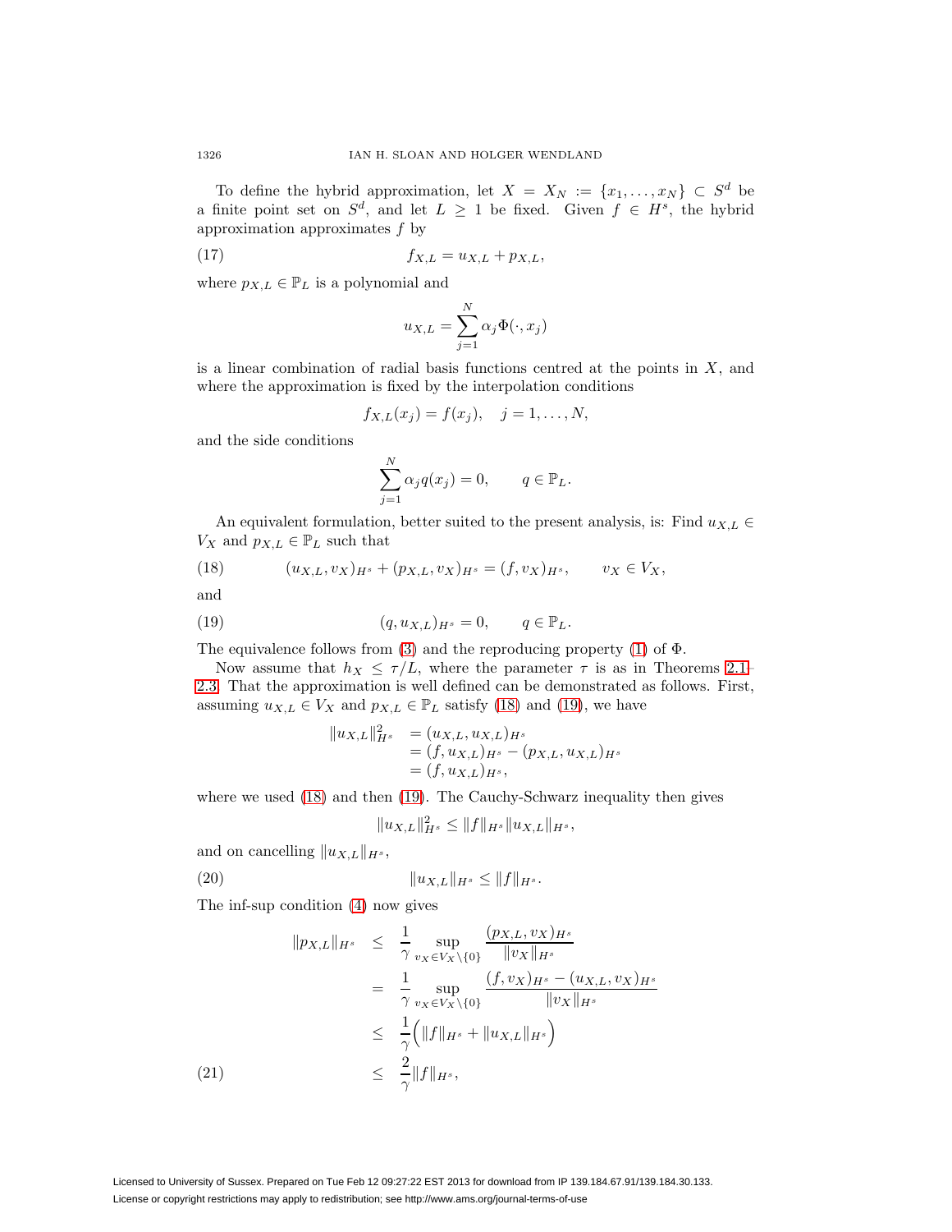To define the hybrid approximation, let $X = X_N := \{x_1, \ldots, x_N\} \subset S^d$ be a finite point set on $S^d$, and let $L \geq 1$ be fixed. Given $f \in H^s$, the hybrid approximation approximates $f$ by

$$f_{X,L} = u_{X,L} + p_{X,L}, \tag{17}$$

where $p_{X,L} \in \mathbb{P}_L$ is a polynomial and

$$u_{X,L} = \sum_{j=1}^{N} \alpha_j \Phi(\cdot, x_j)$$

is a linear combination of radial basis functions centred at the points in $X$, and where the approximation is fixed by the interpolation conditions

$$f_{X,L}(x_j) = f(x_j), \quad j = 1, \ldots, N,$$

and the side conditions

$$\sum_{j=1}^{N} \alpha_j q(x_j) = 0, \qquad q \in \mathbb{P}_L.$$

An equivalent formulation, better suited to the present analysis, is: Find $u_{X,L} \in V_X$ and $p_{X,L} \in \mathbb{P}_L$ such that

$$(u_{X,L}, v_X)_{H^s} + (p_{X,L}, v_X)_{H^s} = (f, v_X)_{H^s}, \qquad v_X \in V_X, \tag{18}$$

and

$$(q, u_{X,L})_{H^s} = 0, \qquad q \in \mathbb{P}_L. \tag{19}$$

The equivalence follows from (3) and the reproducing property (1) of $\Phi$.

Now assume that $h_X \leq \tau/L$, where the parameter $\tau$ is as in Theorems 2.1–2.3. That the approximation is well defined can be demonstrated as follows. First, assuming $u_{X,L} \in V_X$ and $p_{X,L} \in \mathbb{P}_L$ satisfy (18) and (19), we have

$$\begin{aligned}
\|u_{X,L}\|_{H^s}^2 &= (u_{X,L}, u_{X,L})_{H^s} \\
&= (f, u_{X,L})_{H^s} - (p_{X,L}, u_{X,L})_{H^s} \\
&= (f, u_{X,L})_{H^s},
\end{aligned}$$

where we used (18) and then (19). The Cauchy-Schwarz inequality then gives

$$\|u_{X,L}\|_{H^s}^2 \leq \|f\|_{H^s} \|u_{X,L}\|_{H^s},$$

and on cancelling $\|u_{X,L}\|_{H^s}$,

$$\|u_{X,L}\|_{H^s} \leq \|f\|_{H^s}. \tag{20}$$

The inf-sup condition (4) now gives

$$\begin{aligned}
\|p_{X,L}\|_{H^s} &\leq \frac{1}{\gamma} \sup_{v_X \in V_X \setminus \{0\}} \frac{(p_{X,L}, v_X)_{H^s}}{\|v_X\|_{H^s}} \\
&= \frac{1}{\gamma} \sup_{v_X \in V_X \setminus \{0\}} \frac{(f, v_X)_{H^s} - (u_{X,L}, v_X)_{H^s}}{\|v_X\|_{H^s}} \\
&\leq \frac{1}{\gamma} \Big( \|f\|_{H^s} + \|u_{X,L}\|_{H^s} \Big) \\
&\leq \frac{2}{\gamma} \|f\|_{H^s},
\end{aligned} \tag{21}$$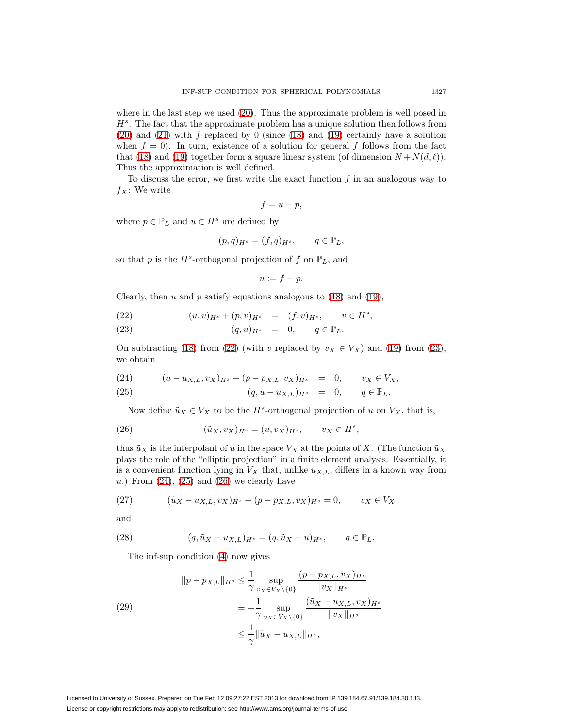where in the last step we used (20). Thus the approximate problem is well posed in $H^s$. The fact that the approximate problem has a unique solution then follows from (20) and (21) with $f$ replaced by 0 (since (18) and (19) certainly have a solution when $f = 0$). In turn, existence of a solution for general $f$ follows from the fact that (18) and (19) together form a square linear system (of dimension $N + N(d, \ell)$). Thus the approximation is well defined.

To discuss the error, we first write the exact function $f$ in an analogous way to $f_X$: We write

$$f = u + p,$$

where $p \in \mathbb{P}_L$ and $u \in H^s$ are defined by

$$(p, q)_{H^s} = (f, q)_{H^s}, \qquad q \in \mathbb{P}_L,$$

so that $p$ is the $H^s$-orthogonal projection of $f$ on $\mathbb{P}_L$, and

$$u := f - p.$$

Clearly, then $u$ and $p$ satisfy equations analogous to (18) and (19),

$$(u, v)_{H^s} + (p, v)_{H^s} = (f, v)_{H^s}, \qquad v \in H^s, \tag{22}$$

$$(q, u)_{H^s} = 0, \qquad q \in \mathbb{P}_L. \tag{23}$$

On subtracting (18) from (22) (with $v$ replaced by $v_X \in V_X$) and (19) from (23), we obtain

$$(u - u_{X,L}, v_X)_{H^s} + (p - p_{X,L}, v_X)_{H^s} = 0, \qquad v_X \in V_X, \tag{24}$$

$$(q, u - u_{X,L})_{H^s} = 0, \qquad q \in \mathbb{P}_L. \tag{25}$$

Now define $\tilde{u}_X \in V_X$ to be the $H^s$-orthogonal projection of $u$ on $V_X$, that is,

$$(\tilde{u}_X, v_X)_{H^s} = (u, v_X)_{H^s}, \qquad v_X \in H^s, \tag{26}$$

thus $\tilde{u}_X$ is the interpolant of $u$ in the space $V_X$ at the points of $X$. (The function $\tilde{u}_X$ plays the role of the "elliptic projection" in a finite element analysis. Essentially, it is a convenient function lying in $V_X$ that, unlike $u_{X,L}$, differs in a known way from $u$.) From (24), (25) and (26) we clearly have

$$(\tilde{u}_X - u_{X,L}, v_X)_{H^s} + (p - p_{X,L}, v_X)_{H^s} = 0, \qquad v_X \in V_X \tag{27}$$

and

$$(q, \tilde{u}_X - u_{X,L})_{H^s} = (q, \tilde{u}_X - u)_{H^s}, \qquad q \in \mathbb{P}_L. \tag{28}$$

The inf-sup condition (4) now gives

$$\begin{aligned}
\|p - p_{X,L}\|_{H^s} &\le \frac{1}{\gamma} \sup_{v_X \in V_X \setminus \{0\}} \frac{(p - p_{X,L}, v_X)_{H^s}}{\|v_X\|_{H^s}} \\
&= -\frac{1}{\gamma} \sup_{v_X \in V_X \setminus \{0\}} \frac{(\tilde{u}_X - u_{X,L}, v_X)_{H^s}}{\|v_X\|_{H^s}} \\
&\le \frac{1}{\gamma} \|\tilde{u}_X - u_{X,L}\|_{H^s},
\end{aligned} \tag{29}$$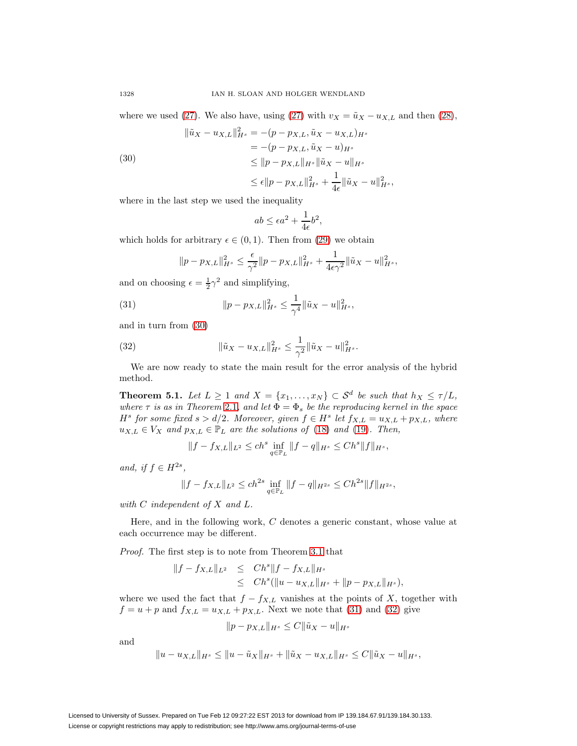where we used (27). We also have, using (27) with $v_X = \tilde{u}_X - u_{X,L}$ and then (28),

$$
\begin{aligned}
\|\tilde{u}_X - u_{X,L}\|_{H^s}^2 &= -(p - p_{X,L}, \tilde{u}_X - u_{X,L})_{H^s} \\
&= -(p - p_{X,L}, \tilde{u}_X - u)_{H^s} \\
&\le \|p - p_{X,L}\|_{H^s} \|\tilde{u}_X - u\|_{H^s} \\
&\le \epsilon \|p - p_{X,L}\|_{H^s}^2 + \frac{1}{4\epsilon} \|\tilde{u}_X - u\|_{H^s}^2,
\end{aligned} \tag{30}
$$

where in the last step we used the inequality

$$ab \le \epsilon a^2 + \frac{1}{4\epsilon} b^2,$$

which holds for arbitrary $\epsilon \in (0,1)$. Then from (29) we obtain

$$\|p - p_{X,L}\|_{H^s}^2 \le \frac{\epsilon}{\gamma^2} \|p - p_{X,L}\|_{H^s}^2 + \frac{1}{4\epsilon\gamma^2} \|\tilde{u}_X - u\|_{H^s}^2,$$

and on choosing $\epsilon = \frac{1}{2}\gamma^2$ and simplifying,

$$\|p - p_{X,L}\|_{H^s}^2 \le \frac{1}{\gamma^4} \|\tilde{u}_X - u\|_{H^s}^2, \tag{31}$$

and in turn from (30)

$$\|\tilde{u}_X - u_{X,L}\|_{H^s}^2 \le \frac{1}{\gamma^2} \|\tilde{u}_X - u\|_{H^s}^2. \tag{32}$$

We are now ready to state the main result for the error analysis of the hybrid method.

**Theorem 5.1.** *Let $L \ge 1$ and $X = \{x_1, \ldots, x_N\} \subset \mathcal{S}^d$ be such that $h_X \le \tau/L$, where $\tau$ is as in Theorem 2.1, and let $\Phi = \Phi_s$ be the reproducing kernel in the space $H^s$ for some fixed $s > d/2$. Moreover, given $f \in H^s$ let $f_{X,L} = u_{X,L} + p_{X,L}$, where $u_{X,L} \in V_X$ and $p_{X,L} \in \mathbb{P}_L$ are the solutions of (18) and (19). Then,*

$$\|f - f_{X,L}\|_{L^2} \le ch^s \inf_{q \in \mathbb{P}_L} \|f - q\|_{H^s} \le Ch^s \|f\|_{H^s},$$

*and, if $f \in H^{2s}$,*

$$\|f - f_{X,L}\|_{L^2} \le ch^{2s} \inf_{q \in \mathbb{P}_L} \|f - q\|_{H^{2s}} \le Ch^{2s} \|f\|_{H^{2s}},$$

*with $C$ independent of $X$ and $L$.*

Here, and in the following work, $C$ denotes a generic constant, whose value at each occurrence may be different.

*Proof.* The first step is to note from Theorem 3.1 that

$$
\begin{aligned}
\|f - f_{X,L}\|_{L^2} &\le Ch^s \|f - f_{X,L}\|_{H^s} \\
&\le Ch^s (\|u - u_{X,L}\|_{H^s} + \|p - p_{X,L}\|_{H^s}),
\end{aligned}
$$

where we used the fact that $f - f_{X,L}$ vanishes at the points of $X$, together with $f = u + p$ and $f_{X,L} = u_{X,L} + p_{X,L}$. Next we note that (31) and (32) give

$$\|p - p_{X,L}\|_{H^s} \le C \|\tilde{u}_X - u\|_{H^s}$$

and

$$\|u - u_{X,L}\|_{H^s} \le \|u - \tilde{u}_X\|_{H^s} + \|\tilde{u}_X - u_{X,L}\|_{H^s} \le C \|\tilde{u}_X - u\|_{H^s},$$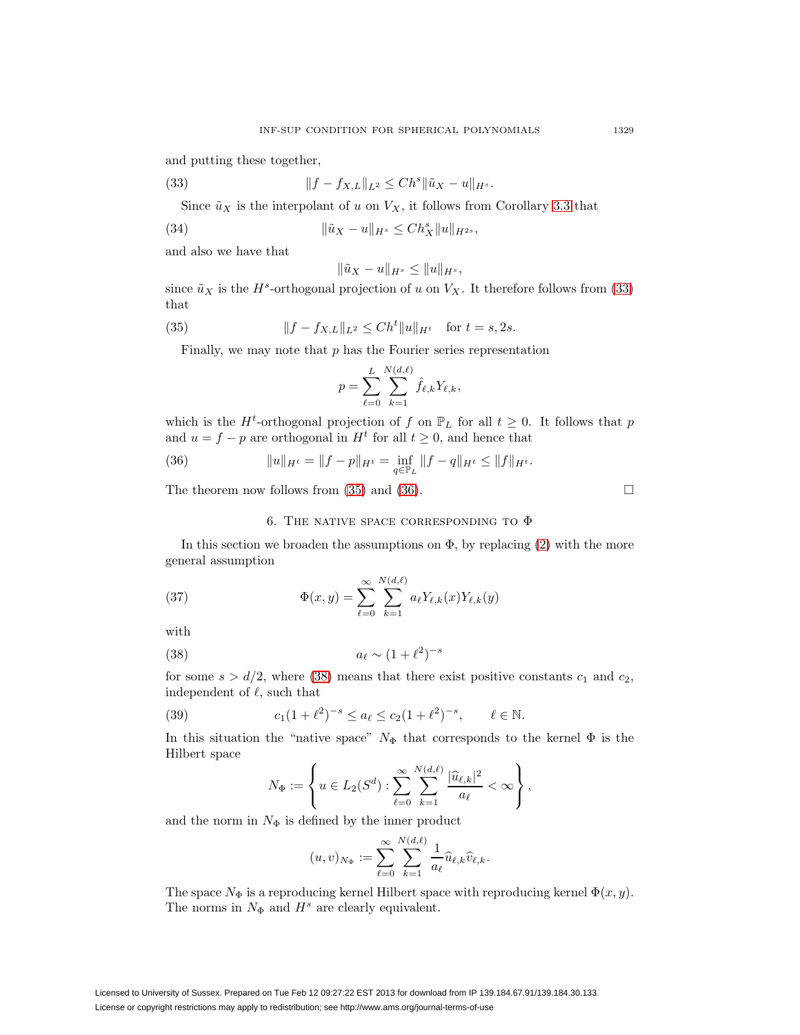and putting these together,

$$\|f - f_{X,L}\|_{L^2} \le Ch^s \|\tilde{u}_X - u\|_{H^s}. \tag{33}$$

Since $\tilde{u}_X$ is the interpolant of $u$ on $V_X$, it follows from Corollary 3.3 that

$$\|\tilde{u}_X - u\|_{H^s} \le Ch_X^s \|u\|_{H^{2s}}, \tag{34}$$

and also we have that

$$\|\tilde{u}_X - u\|_{H^s} \le \|u\|_{H^s},$$

since $\tilde{u}_X$ is the $H^s$-orthogonal projection of $u$ on $V_X$. It therefore follows from (33) that

$$\|f - f_{X,L}\|_{L^2} \le Ch^t \|u\|_{H^t} \quad \text{for } t = s, 2s. \tag{35}$$

Finally, we may note that $p$ has the Fourier series representation

$$p = \sum_{\ell=0}^{L} \sum_{k=1}^{N(d,\ell)} \hat{f}_{\ell,k} Y_{\ell,k},$$

which is the $H^t$-orthogonal projection of $f$ on $\mathbb{P}_L$ for all $t \ge 0$. It follows that $p$ and $u = f - p$ are orthogonal in $H^t$ for all $t \ge 0$, and hence that

$$\|u\|_{H^t} = \|f - p\|_{H^t} = \inf_{q \in \mathbb{P}_L} \|f - q\|_{H^t} \le \|f\|_{H^t}. \tag{36}$$

The theorem now follows from (35) and (36). □

## 6. The native space corresponding to $\Phi$

In this section we broaden the assumptions on $\Phi$, by replacing (2) with the more general assumption

$$\Phi(x,y) = \sum_{\ell=0}^{\infty} \sum_{k=1}^{N(d,\ell)} a_\ell Y_{\ell,k}(x) Y_{\ell,k}(y) \tag{37}$$

with

$$a_\ell \sim (1+\ell^2)^{-s} \tag{38}$$

for some $s > d/2$, where (38) means that there exist positive constants $c_1$ and $c_2$, independent of $\ell$, such that

$$c_1(1+\ell^2)^{-s} \le a_\ell \le c_2(1+\ell^2)^{-s}, \qquad \ell \in \mathbb{N}. \tag{39}$$

In this situation the "native space" $N_\Phi$ that corresponds to the kernel $\Phi$ is the Hilbert space

$$N_\Phi := \left\{ u \in L_2(S^d) : \sum_{\ell=0}^{\infty} \sum_{k=1}^{N(d,\ell)} \frac{|\widehat{u}_{\ell,k}|^2}{a_\ell} < \infty \right\},$$

and the norm in $N_\Phi$ is defined by the inner product

$$(u,v)_{N_\Phi} := \sum_{\ell=0}^{\infty} \sum_{k=1}^{N(d,\ell)} \frac{1}{a_\ell} \widehat{u}_{\ell,k} \widehat{v}_{\ell,k}.$$

The space $N_\Phi$ is a reproducing kernel Hilbert space with reproducing kernel $\Phi(x,y)$. The norms in $N_\Phi$ and $H^s$ are clearly equivalent.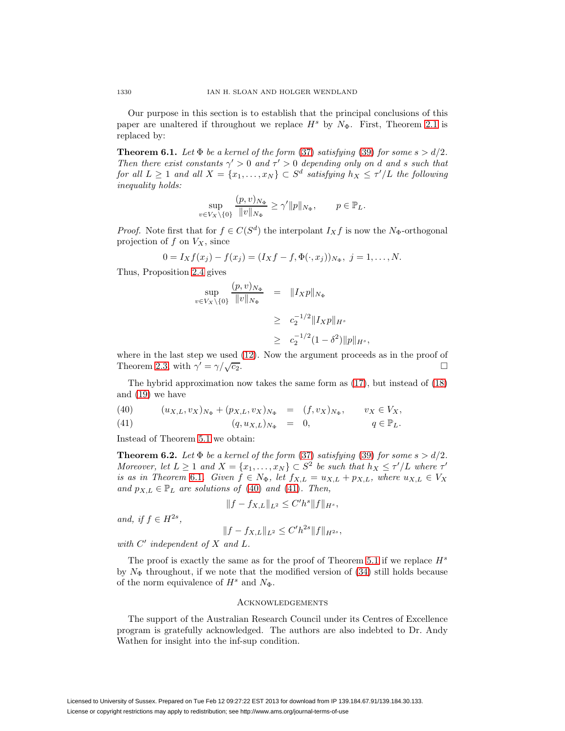Our purpose in this section is to establish that the principal conclusions of this paper are unaltered if throughout we replace $H^s$ by $N_\Phi$. First, Theorem 2.1 is replaced by:

**Theorem 6.1.** *Let $\Phi$ be a kernel of the form (37) satisfying (39) for some $s > d/2$. Then there exist constants $\gamma' > 0$ and $\tau' > 0$ depending only on $d$ and $s$ such that for all $L \geq 1$ and all $X = \{x_1, \ldots, x_N\} \subset S^d$ satisfying $h_X \leq \tau'/L$ the following inequality holds:*

$$\sup_{v \in V_X \setminus \{0\}} \frac{(p, v)_{N_\Phi}}{\|v\|_{N_\Phi}} \geq \gamma' \|p\|_{N_\Phi}, \qquad p \in \mathbb{P}_L.$$

*Proof.* Note first that for $f \in C(S^d)$ the interpolant $I_X f$ is now the $N_\Phi$-orthogonal projection of $f$ on $V_X$, since

$$0 = I_X f(x_j) - f(x_j) = (I_X f - f, \Phi(\cdot, x_j))_{N_\Phi}, \ j = 1, \ldots, N.$$

Thus, Proposition 2.4 gives

$$\begin{aligned}
\sup_{v \in V_X \setminus \{0\}} \frac{(p, v)_{N_\Phi}}{\|v\|_{N_\Phi}} &= \|I_X p\|_{N_\Phi} \\
&\geq c_2^{-1/2} \|I_X p\|_{H^s} \\
&\geq c_2^{-1/2} (1 - \delta^2) \|p\|_{H^s},
\end{aligned}$$

where in the last step we used (12). Now the argument proceeds as in the proof of Theorem 2.3, with $\gamma' = \gamma/\sqrt{c_2}$. $\square$

The hybrid approximation now takes the same form as (17), but instead of (18) and (19) we have

$$\begin{aligned}
(40) \qquad (u_{X,L}, v_X)_{N_\Phi} + (p_{X,L}, v_X)_{N_\Phi} &= (f, v_X)_{N_\Phi}, \qquad v_X \in V_X, \\
(41) \qquad (q, u_{X,L})_{N_\Phi} &= 0, \qquad\qquad\quad q \in \mathbb{P}_L.
\end{aligned}$$

Instead of Theorem 5.1 we obtain:

**Theorem 6.2.** *Let $\Phi$ be a kernel of the form (37) satisfying (39) for some $s > d/2$. Moreover, let $L \geq 1$ and $X = \{x_1, \ldots, x_N\} \subset S^2$ be such that $h_X \leq \tau'/L$ where $\tau'$ is as in Theorem 6.1. Given $f \in N_\Phi$, let $f_{X,L} = u_{X,L} + p_{X,L}$, where $u_{X,L} \in V_X$ and $p_{X,L} \in \mathbb{P}_L$ are solutions of (40) and (41). Then,*

$$\|f - f_{X,L}\|_{L^2} \leq C' h^s \|f\|_{H^s},$$

*and, if $f \in H^{2s}$,*

$$\|f - f_{X,L}\|_{L^2} \leq C' h^{2s} \|f\|_{H^{2s}},$$

*with $C'$ independent of $X$ and $L$.*

The proof is exactly the same as for the proof of Theorem 5.1 if we replace $H^s$ by $N_\Phi$ throughout, if we note that the modified version of (34) still holds because of the norm equivalence of $H^s$ and $N_\Phi$.

## Acknowledgements

The support of the Australian Research Council under its Centres of Excellence program is gratefully acknowledged. The authors are also indebted to Dr. Andy Wathen for insight into the inf-sup condition.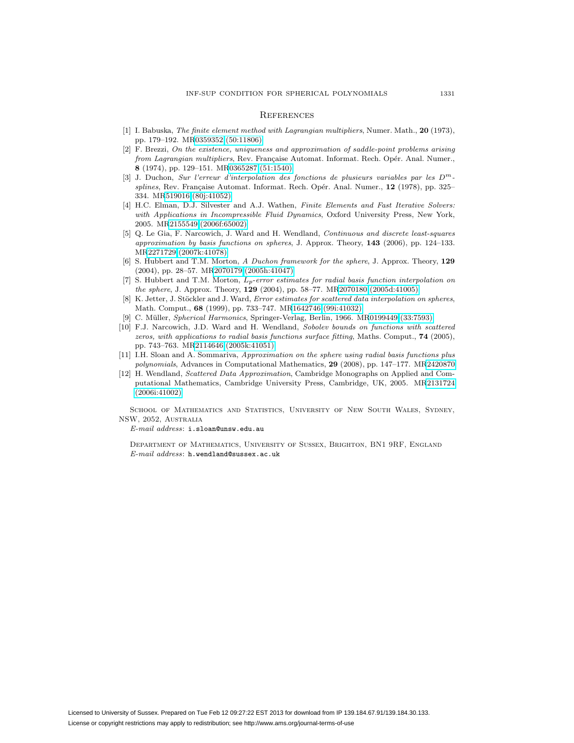## References

[1] I. Babuska, *The finite element method with Lagrangian multipliers*, Numer. Math., **20** (1973), pp. 179–192. MR0359352 (50:11806)

[2] F. Brezzi, *On the existence, uniqueness and approximation of saddle-point problems arising from Lagrangian multipliers*, Rev. Française Automat. Informat. Rech. Opér. Anal. Numer., **8** (1974), pp. 129–151. MR0365287 (51:1540)

[3] J. Duchon, *Sur l'erreur d'interpolation des fonctions de plusieurs variables par les $D^m$-splines*, Rev. Française Automat. Informat. Rech. Opér. Anal. Numer., **12** (1978), pp. 325–334. MR519016 (80j:41052)

[4] H.C. Elman, D.J. Silvester and A.J. Wathen, *Finite Elements and Fast Iterative Solvers: with Applications in Incompressible Fluid Dynamics*, Oxford University Press, New York, 2005. MR2155549 (2006f:65002)

[5] Q. Le Gia, F. Narcowich, J. Ward and H. Wendland, *Continuous and discrete least-squares approximation by basis functions on spheres*, J. Approx. Theory, **143** (2006), pp. 124–133. MR2271729 (2007k:41078)

[6] S. Hubbert and T.M. Morton, *A Duchon framework for the sphere*, J. Approx. Theory, **129** (2004), pp. 28–57. MR2070179 (2005h:41047)

[7] S. Hubbert and T.M. Morton, *$L_p$-error estimates for radial basis function interpolation on the sphere*, J. Approx. Theory, **129** (2004), pp. 58–77. MR2070180 (2005d:41005)

[8] K. Jetter, J. Stöckler and J. Ward, *Error estimates for scattered data interpolation on spheres*, Math. Comput., **68** (1999), pp. 733–747. MR1642746 (99i:41032)

[9] C. Müller, *Spherical Harmonics*, Springer-Verlag, Berlin, 1966. MR0199449 (33:7593)

[10] F.J. Narcowich, J.D. Ward and H. Wendland, *Sobolev bounds on functions with scattered zeros, with applications to radial basis functions surface fitting*, Maths. Comput., **74** (2005), pp. 743–763. MR2114646 (2005k:41051)

[11] I.H. Sloan and A. Sommariva, *Approximation on the sphere using radial basis functions plus polynomials*, Advances in Computational Mathematics, **29** (2008), pp. 147–177. MR2420870

[12] H. Wendland, *Scattered Data Approximation*, Cambridge Monographs on Applied and Computational Mathematics, Cambridge University Press, Cambridge, UK, 2005. MR2131724 (2006i:41002)

School of Mathematics and Statistics, University of New South Wales, Sydney, NSW, 2052, Australia

*E-mail address*: i.sloan@unsw.edu.au

Department of Mathematics, University of Sussex, Brighton, BN1 9RF, England

*E-mail address*: h.wendland@sussex.ac.uk